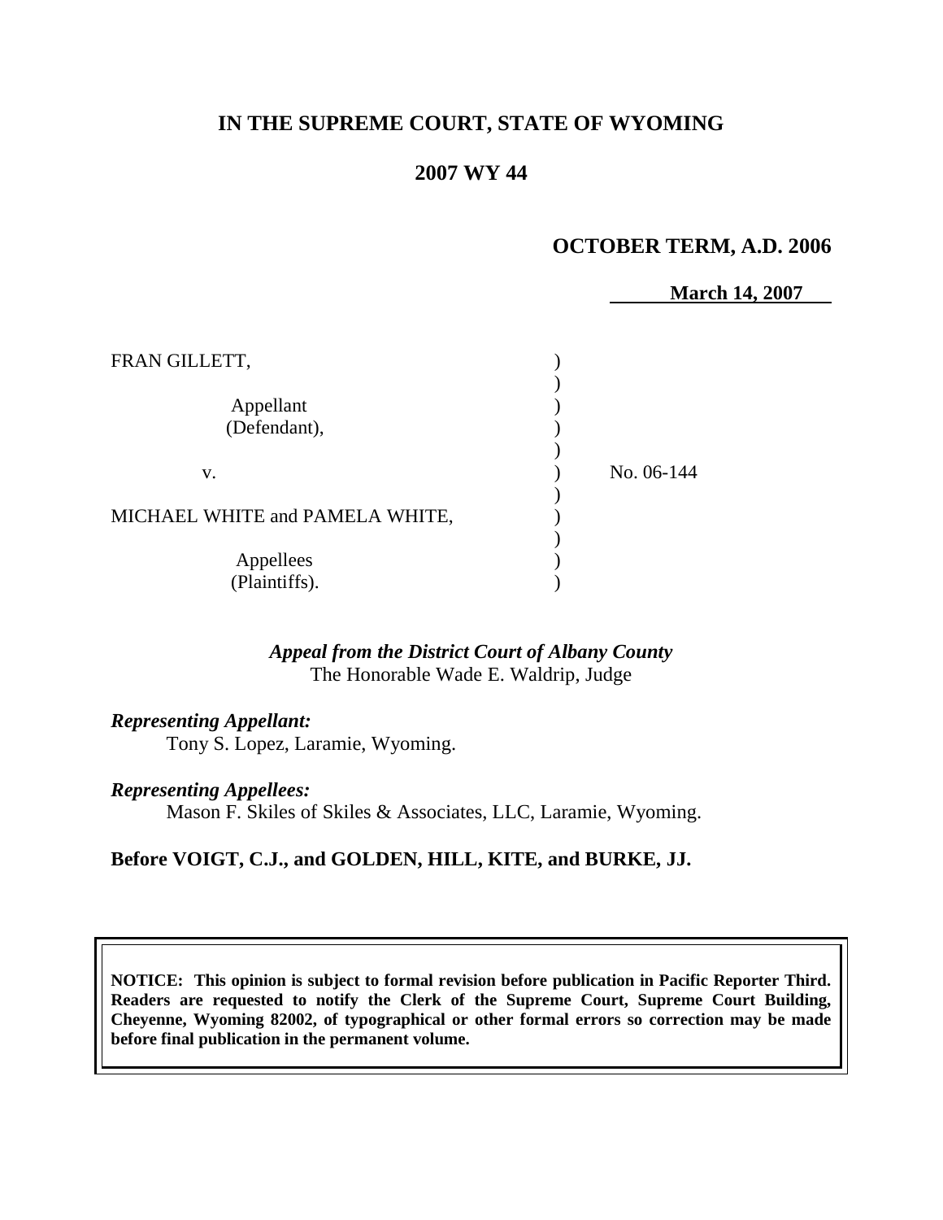# IN THE SUPREME COURT, STATE OF WYOMING

## 2007 WY 44

### OCTOBER TERM, A.D. 2006

**March 14, 2007**

FRAN GILLETT,

Appellant (Defendant),

v.

MICHAEL WHITE and PAMELA WHITE,

Appellees (Plaintiffs).

No. 06-144

*Appeal from the District Court of Albany County*
The Honorable Wade E. Waldrip, Judge

***Representing Appellant:***
Tony S. Lopez, Laramie, Wyoming.

***Representing Appellees:***
Mason F. Skiles of Skiles & Associates, LLC, Laramie, Wyoming.

**Before VOIGT, C.J., and GOLDEN, HILL, KITE, and BURKE, JJ.**

**NOTICE: This opinion is subject to formal revision before publication in Pacific Reporter Third. Readers are requested to notify the Clerk of the Supreme Court, Supreme Court Building, Cheyenne, Wyoming 82002, of typographical or other formal errors so correction may be made before final publication in the permanent volume.**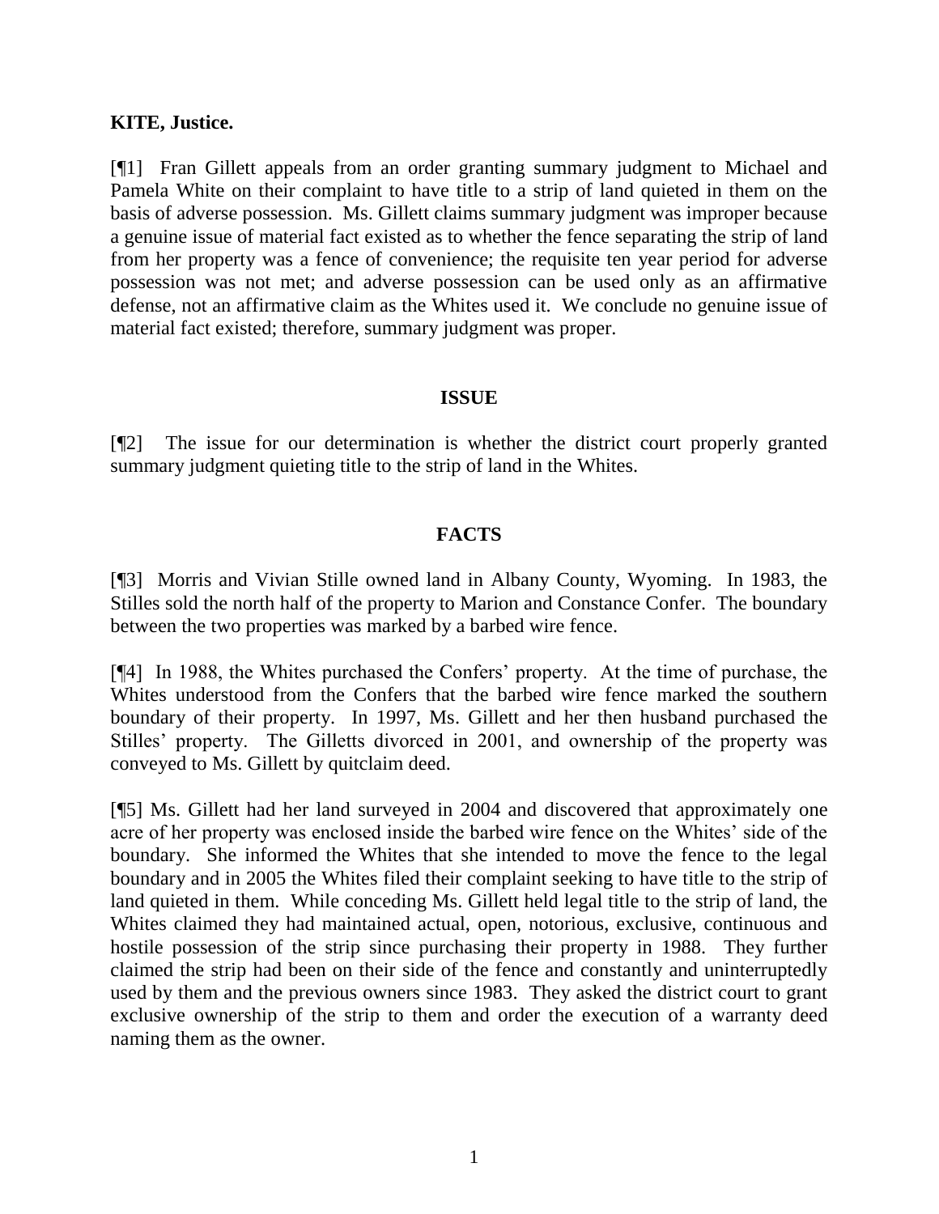**KITE, Justice.**

[¶1] Fran Gillett appeals from an order granting summary judgment to Michael and Pamela White on their complaint to have title to a strip of land quieted in them on the basis of adverse possession. Ms. Gillett claims summary judgment was improper because a genuine issue of material fact existed as to whether the fence separating the strip of land from her property was a fence of convenience; the requisite ten year period for adverse possession was not met; and adverse possession can be used only as an affirmative defense, not an affirmative claim as the Whites used it. We conclude no genuine issue of material fact existed; therefore, summary judgment was proper.

## ISSUE

[¶2] The issue for our determination is whether the district court properly granted summary judgment quieting title to the strip of land in the Whites.

## FACTS

[¶3] Morris and Vivian Stille owned land in Albany County, Wyoming. In 1983, the Stilles sold the north half of the property to Marion and Constance Confer. The boundary between the two properties was marked by a barbed wire fence.

[¶4] In 1988, the Whites purchased the Confers' property. At the time of purchase, the Whites understood from the Confers that the barbed wire fence marked the southern boundary of their property. In 1997, Ms. Gillett and her then husband purchased the Stilles' property. The Gilletts divorced in 2001, and ownership of the property was conveyed to Ms. Gillett by quitclaim deed.

[¶5] Ms. Gillett had her land surveyed in 2004 and discovered that approximately one acre of her property was enclosed inside the barbed wire fence on the Whites' side of the boundary. She informed the Whites that she intended to move the fence to the legal boundary and in 2005 the Whites filed their complaint seeking to have title to the strip of land quieted in them. While conceding Ms. Gillett held legal title to the strip of land, the Whites claimed they had maintained actual, open, notorious, exclusive, continuous and hostile possession of the strip since purchasing their property in 1988. They further claimed the strip had been on their side of the fence and constantly and uninterruptedly used by them and the previous owners since 1983. They asked the district court to grant exclusive ownership of the strip to them and order the execution of a warranty deed naming them as the owner.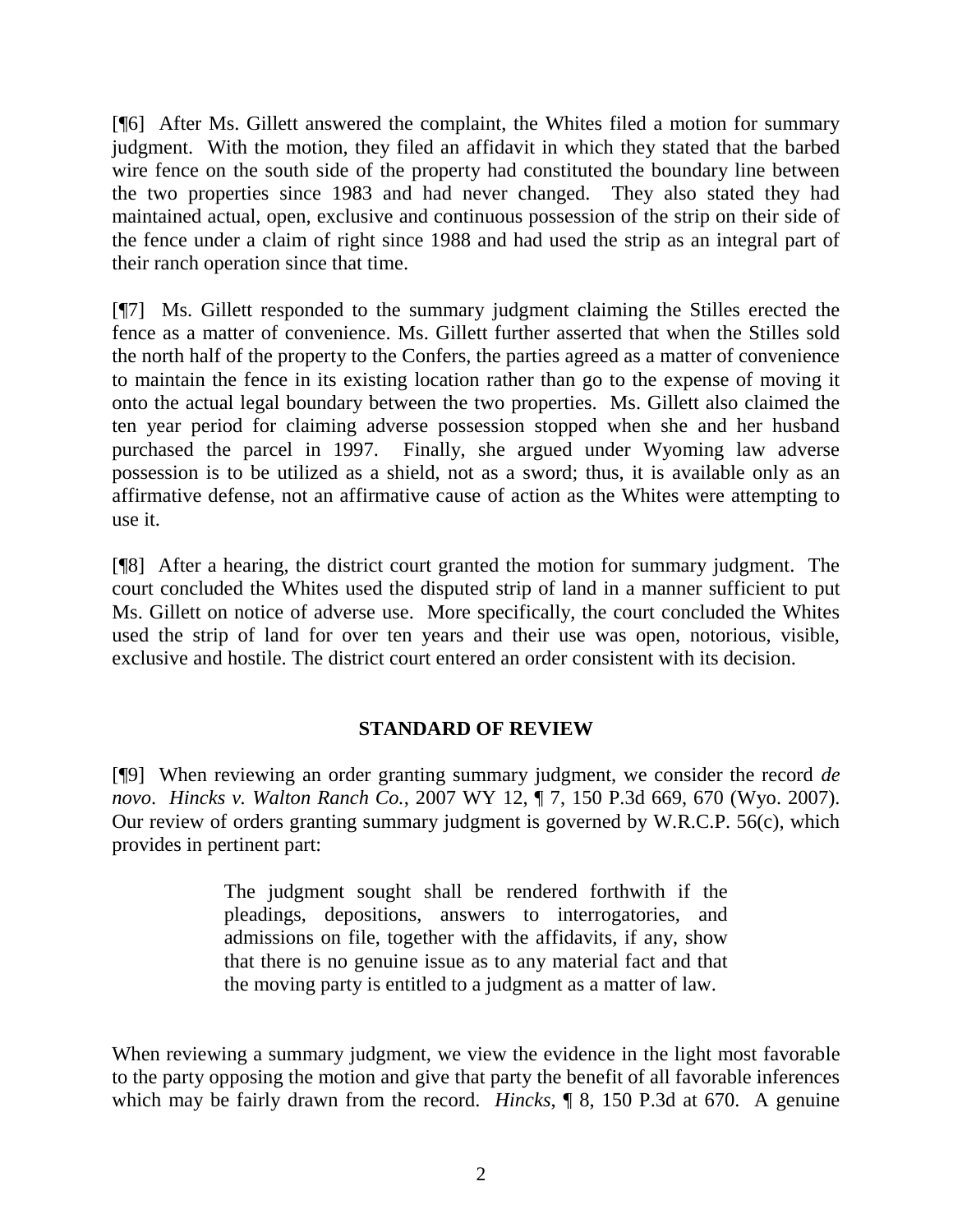[¶6] After Ms. Gillett answered the complaint, the Whites filed a motion for summary judgment. With the motion, they filed an affidavit in which they stated that the barbed wire fence on the south side of the property had constituted the boundary line between the two properties since 1983 and had never changed. They also stated they had maintained actual, open, exclusive and continuous possession of the strip on their side of the fence under a claim of right since 1988 and had used the strip as an integral part of their ranch operation since that time.

[¶7] Ms. Gillett responded to the summary judgment claiming the Stilles erected the fence as a matter of convenience. Ms. Gillett further asserted that when the Stilles sold the north half of the property to the Confers, the parties agreed as a matter of convenience to maintain the fence in its existing location rather than go to the expense of moving it onto the actual legal boundary between the two properties. Ms. Gillett also claimed the ten year period for claiming adverse possession stopped when she and her husband purchased the parcel in 1997. Finally, she argued under Wyoming law adverse possession is to be utilized as a shield, not as a sword; thus, it is available only as an affirmative defense, not an affirmative cause of action as the Whites were attempting to use it.

[¶8] After a hearing, the district court granted the motion for summary judgment. The court concluded the Whites used the disputed strip of land in a manner sufficient to put Ms. Gillett on notice of adverse use. More specifically, the court concluded the Whites used the strip of land for over ten years and their use was open, notorious, visible, exclusive and hostile. The district court entered an order consistent with its decision.

## STANDARD OF REVIEW

[¶9] When reviewing an order granting summary judgment, we consider the record *de novo*. *Hincks v. Walton Ranch Co.*, 2007 WY 12, ¶ 7, 150 P.3d 669, 670 (Wyo. 2007). Our review of orders granting summary judgment is governed by W.R.C.P. 56(c), which provides in pertinent part:

> The judgment sought shall be rendered forthwith if the pleadings, depositions, answers to interrogatories, and admissions on file, together with the affidavits, if any, show that there is no genuine issue as to any material fact and that the moving party is entitled to a judgment as a matter of law.

When reviewing a summary judgment, we view the evidence in the light most favorable to the party opposing the motion and give that party the benefit of all favorable inferences which may be fairly drawn from the record. *Hincks*, ¶ 8, 150 P.3d at 670. A genuine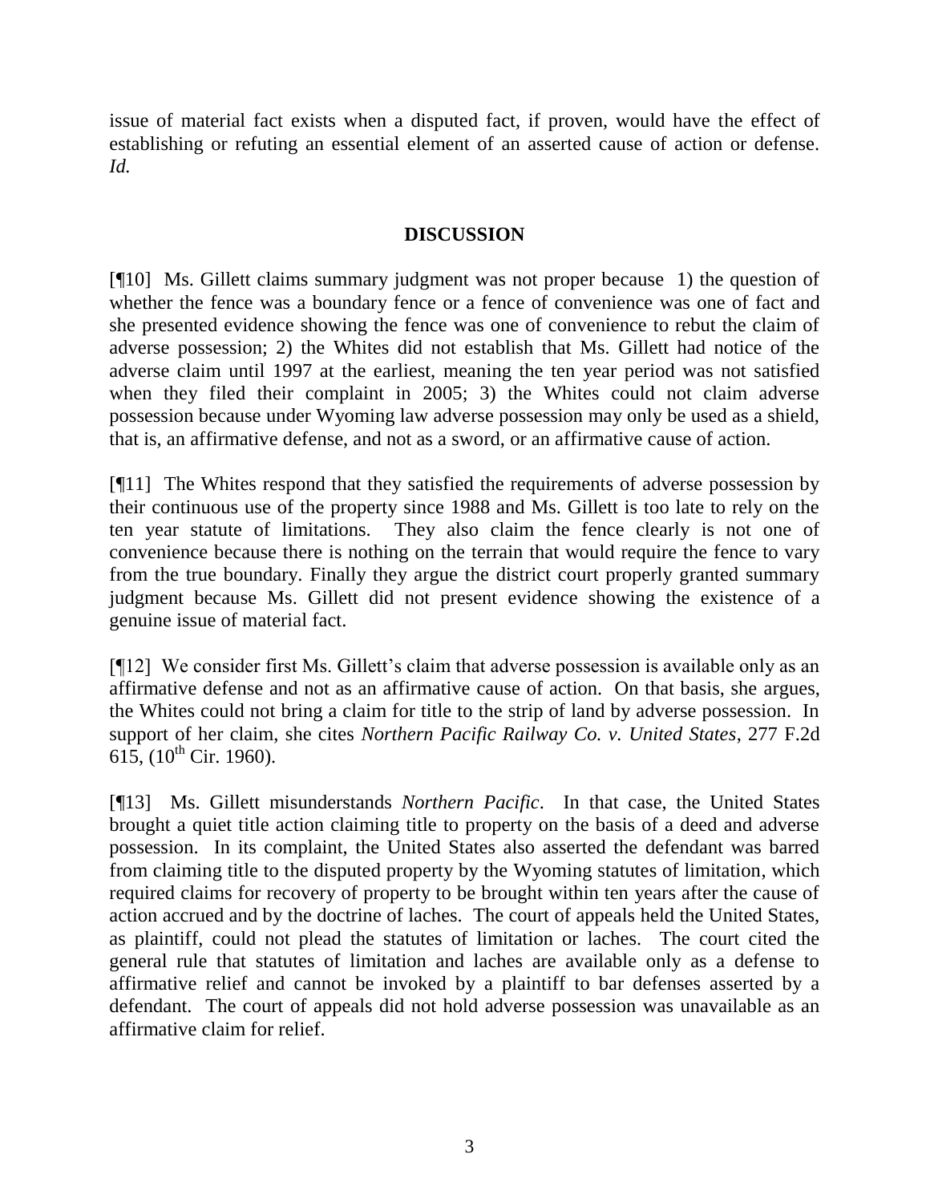issue of material fact exists when a disputed fact, if proven, would have the effect of establishing or refuting an essential element of an asserted cause of action or defense. *Id.*

## DISCUSSION

[¶10] Ms. Gillett claims summary judgment was not proper because 1) the question of whether the fence was a boundary fence or a fence of convenience was one of fact and she presented evidence showing the fence was one of convenience to rebut the claim of adverse possession; 2) the Whites did not establish that Ms. Gillett had notice of the adverse claim until 1997 at the earliest, meaning the ten year period was not satisfied when they filed their complaint in 2005; 3) the Whites could not claim adverse possession because under Wyoming law adverse possession may only be used as a shield, that is, an affirmative defense, and not as a sword, or an affirmative cause of action.

[¶11] The Whites respond that they satisfied the requirements of adverse possession by their continuous use of the property since 1988 and Ms. Gillett is too late to rely on the ten year statute of limitations. They also claim the fence clearly is not one of convenience because there is nothing on the terrain that would require the fence to vary from the true boundary. Finally they argue the district court properly granted summary judgment because Ms. Gillett did not present evidence showing the existence of a genuine issue of material fact.

[¶12] We consider first Ms. Gillett's claim that adverse possession is available only as an affirmative defense and not as an affirmative cause of action. On that basis, she argues, the Whites could not bring a claim for title to the strip of land by adverse possession. In support of her claim, she cites *Northern Pacific Railway Co. v. United States*, 277 F.2d 615, (10th Cir. 1960).

[¶13] Ms. Gillett misunderstands *Northern Pacific*. In that case, the United States brought a quiet title action claiming title to property on the basis of a deed and adverse possession. In its complaint, the United States also asserted the defendant was barred from claiming title to the disputed property by the Wyoming statutes of limitation, which required claims for recovery of property to be brought within ten years after the cause of action accrued and by the doctrine of laches. The court of appeals held the United States, as plaintiff, could not plead the statutes of limitation or laches. The court cited the general rule that statutes of limitation and laches are available only as a defense to affirmative relief and cannot be invoked by a plaintiff to bar defenses asserted by a defendant. The court of appeals did not hold adverse possession was unavailable as an affirmative claim for relief.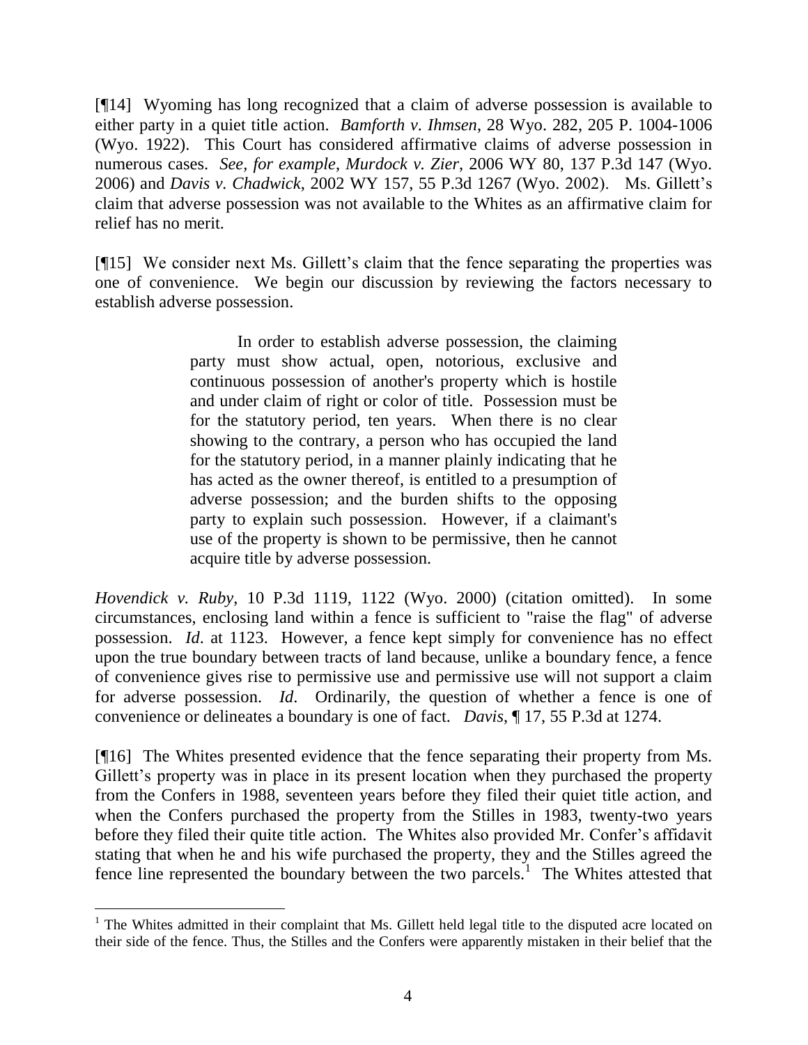[¶14] Wyoming has long recognized that a claim of adverse possession is available to either party in a quiet title action. *Bamforth v. Ihmsen*, 28 Wyo. 282, 205 P. 1004-1006 (Wyo. 1922). This Court has considered affirmative claims of adverse possession in numerous cases. *See, for example, Murdock v. Zier*, 2006 WY 80, 137 P.3d 147 (Wyo. 2006) and *Davis v. Chadwick*, 2002 WY 157, 55 P.3d 1267 (Wyo. 2002). Ms. Gillett's claim that adverse possession was not available to the Whites as an affirmative claim for relief has no merit.

[¶15] We consider next Ms. Gillett's claim that the fence separating the properties was one of convenience. We begin our discussion by reviewing the factors necessary to establish adverse possession.

> In order to establish adverse possession, the claiming party must show actual, open, notorious, exclusive and continuous possession of another's property which is hostile and under claim of right or color of title. Possession must be for the statutory period, ten years. When there is no clear showing to the contrary, a person who has occupied the land for the statutory period, in a manner plainly indicating that he has acted as the owner thereof, is entitled to a presumption of adverse possession; and the burden shifts to the opposing party to explain such possession. However, if a claimant's use of the property is shown to be permissive, then he cannot acquire title by adverse possession.

*Hovendick v. Ruby*, 10 P.3d 1119, 1122 (Wyo. 2000) (citation omitted). In some circumstances, enclosing land within a fence is sufficient to "raise the flag" of adverse possession. *Id*. at 1123. However, a fence kept simply for convenience has no effect upon the true boundary between tracts of land because, unlike a boundary fence, a fence of convenience gives rise to permissive use and permissive use will not support a claim for adverse possession. *Id*. Ordinarily, the question of whether a fence is one of convenience or delineates a boundary is one of fact. *Davis*, ¶ 17, 55 P.3d at 1274.

[¶16] The Whites presented evidence that the fence separating their property from Ms. Gillett's property was in place in its present location when they purchased the property from the Confers in 1988, seventeen years before they filed their quiet title action, and when the Confers purchased the property from the Stilles in 1983, twenty-two years before they filed their quite title action. The Whites also provided Mr. Confer's affidavit stating that when he and his wife purchased the property, they and the Stilles agreed the fence line represented the boundary between the two parcels.[1] The Whites attested that

---

[1] The Whites admitted in their complaint that Ms. Gillett held legal title to the disputed acre located on their side of the fence. Thus, the Stilles and the Confers were apparently mistaken in their belief that the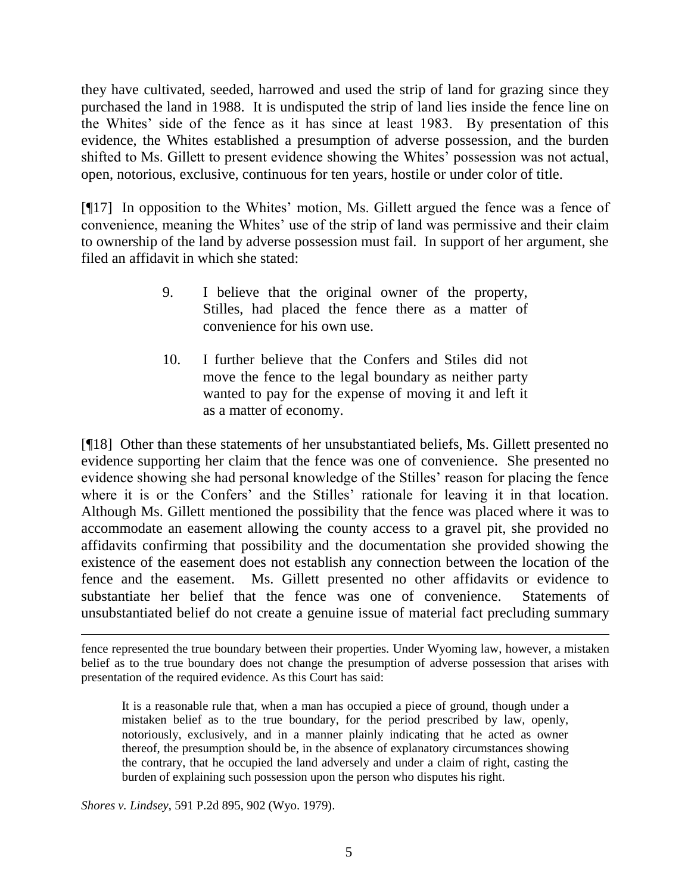they have cultivated, seeded, harrowed and used the strip of land for grazing since they purchased the land in 1988. It is undisputed the strip of land lies inside the fence line on the Whites' side of the fence as it has since at least 1983. By presentation of this evidence, the Whites established a presumption of adverse possession, and the burden shifted to Ms. Gillett to present evidence showing the Whites' possession was not actual, open, notorious, exclusive, continuous for ten years, hostile or under color of title.

[¶17] In opposition to the Whites' motion, Ms. Gillett argued the fence was a fence of convenience, meaning the Whites' use of the strip of land was permissive and their claim to ownership of the land by adverse possession must fail. In support of her argument, she filed an affidavit in which she stated:

> 9. I believe that the original owner of the property, Stilles, had placed the fence there as a matter of convenience for his own use.
>
> 10. I further believe that the Confers and Stiles did not move the fence to the legal boundary as neither party wanted to pay for the expense of moving it and left it as a matter of economy.

[¶18] Other than these statements of her unsubstantiated beliefs, Ms. Gillett presented no evidence supporting her claim that the fence was one of convenience. She presented no evidence showing she had personal knowledge of the Stilles' reason for placing the fence where it is or the Confers' and the Stilles' rationale for leaving it in that location. Although Ms. Gillett mentioned the possibility that the fence was placed where it was to accommodate an easement allowing the county access to a gravel pit, she provided no affidavits confirming that possibility and the documentation she provided showing the existence of the easement does not establish any connection between the location of the fence and the easement. Ms. Gillett presented no other affidavits or evidence to substantiate her belief that the fence was one of convenience. Statements of unsubstantiated belief do not create a genuine issue of material fact precluding summary

---

fence represented the true boundary between their properties. Under Wyoming law, however, a mistaken belief as to the true boundary does not change the presumption of adverse possession that arises with presentation of the required evidence. As this Court has said:

> It is a reasonable rule that, when a man has occupied a piece of ground, though under a mistaken belief as to the true boundary, for the period prescribed by law, openly, notoriously, exclusively, and in a manner plainly indicating that he acted as owner thereof, the presumption should be, in the absence of explanatory circumstances showing the contrary, that he occupied the land adversely and under a claim of right, casting the burden of explaining such possession upon the person who disputes his right.

*Shores v. Lindsey*, 591 P.2d 895, 902 (Wyo. 1979).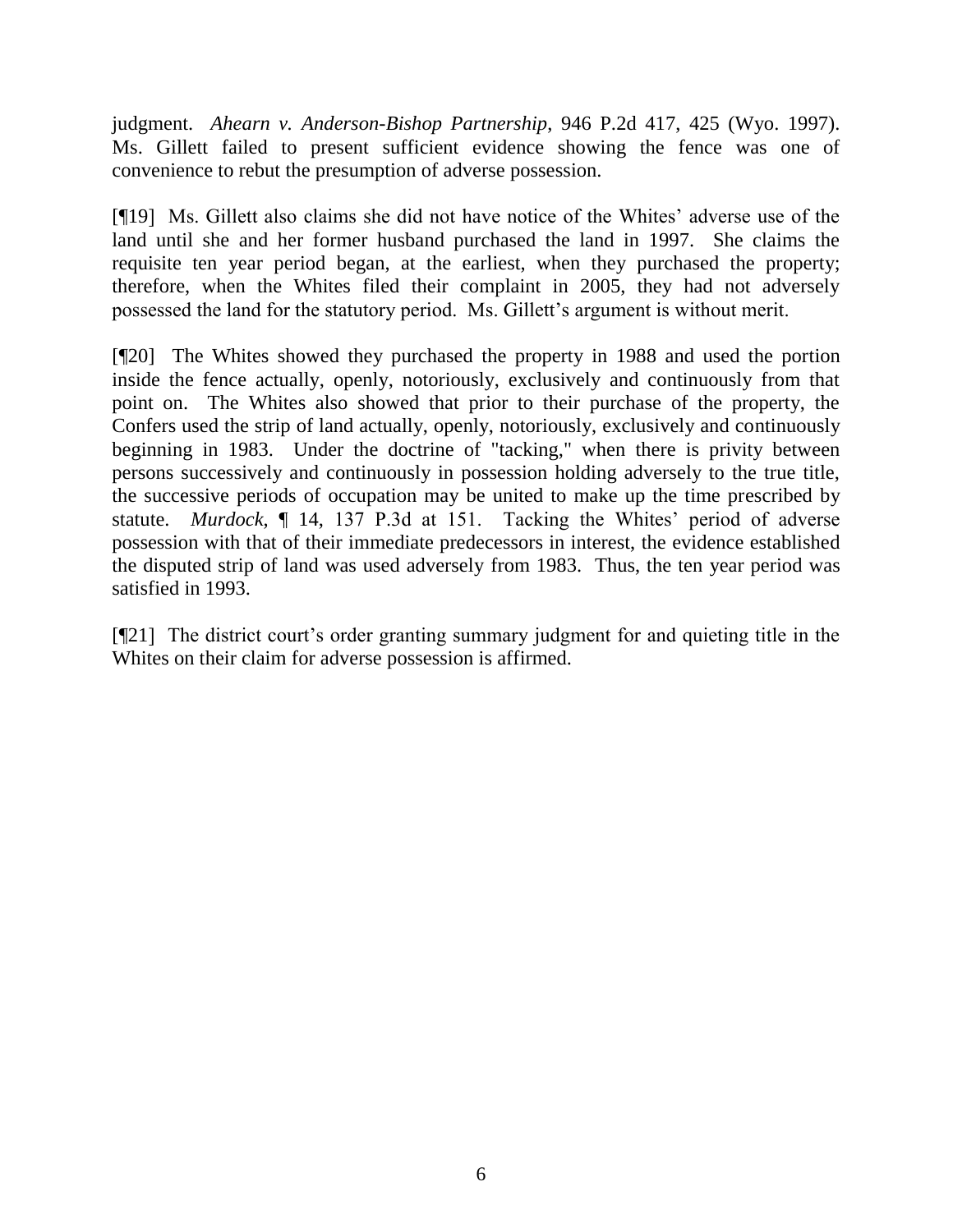judgment. *Ahearn v. Anderson-Bishop Partnership*, 946 P.2d 417, 425 (Wyo. 1997). Ms. Gillett failed to present sufficient evidence showing the fence was one of convenience to rebut the presumption of adverse possession.

[¶19] Ms. Gillett also claims she did not have notice of the Whites' adverse use of the land until she and her former husband purchased the land in 1997. She claims the requisite ten year period began, at the earliest, when they purchased the property; therefore, when the Whites filed their complaint in 2005, they had not adversely possessed the land for the statutory period. Ms. Gillett's argument is without merit.

[¶20] The Whites showed they purchased the property in 1988 and used the portion inside the fence actually, openly, notoriously, exclusively and continuously from that point on. The Whites also showed that prior to their purchase of the property, the Confers used the strip of land actually, openly, notoriously, exclusively and continuously beginning in 1983. Under the doctrine of "tacking," when there is privity between persons successively and continuously in possession holding adversely to the true title, the successive periods of occupation may be united to make up the time prescribed by statute. *Murdock*, ¶ 14, 137 P.3d at 151. Tacking the Whites' period of adverse possession with that of their immediate predecessors in interest, the evidence established the disputed strip of land was used adversely from 1983. Thus, the ten year period was satisfied in 1993.

[¶21] The district court's order granting summary judgment for and quieting title in the Whites on their claim for adverse possession is affirmed.